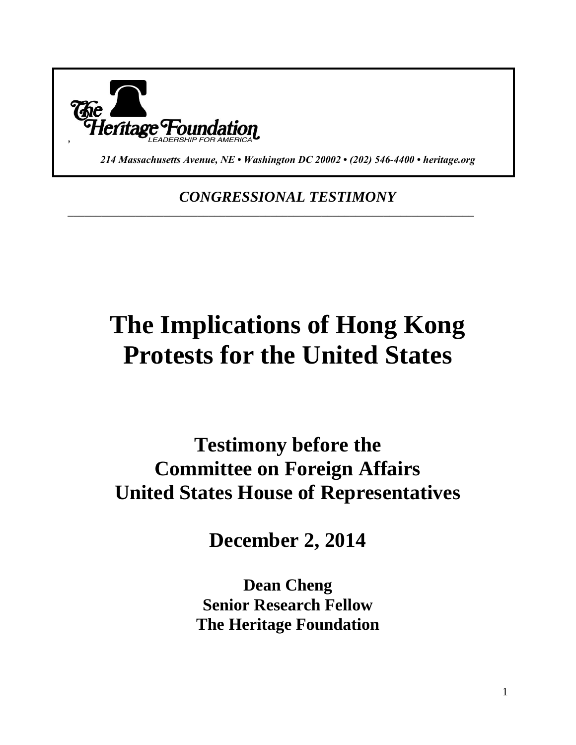The Heritage Foundation
LEADERSHIP FOR AMERICA

*214 Massachusetts Avenue, NE • Washington DC 20002 • (202) 546-4400 • heritage.org*

*CONGRESSIONAL TESTIMONY*

---

# The Implications of Hong Kong Protests for the United States

## Testimony before the Committee on Foreign Affairs United States House of Representatives

## December 2, 2014

**Dean Cheng**
**Senior Research Fellow**
**The Heritage Foundation**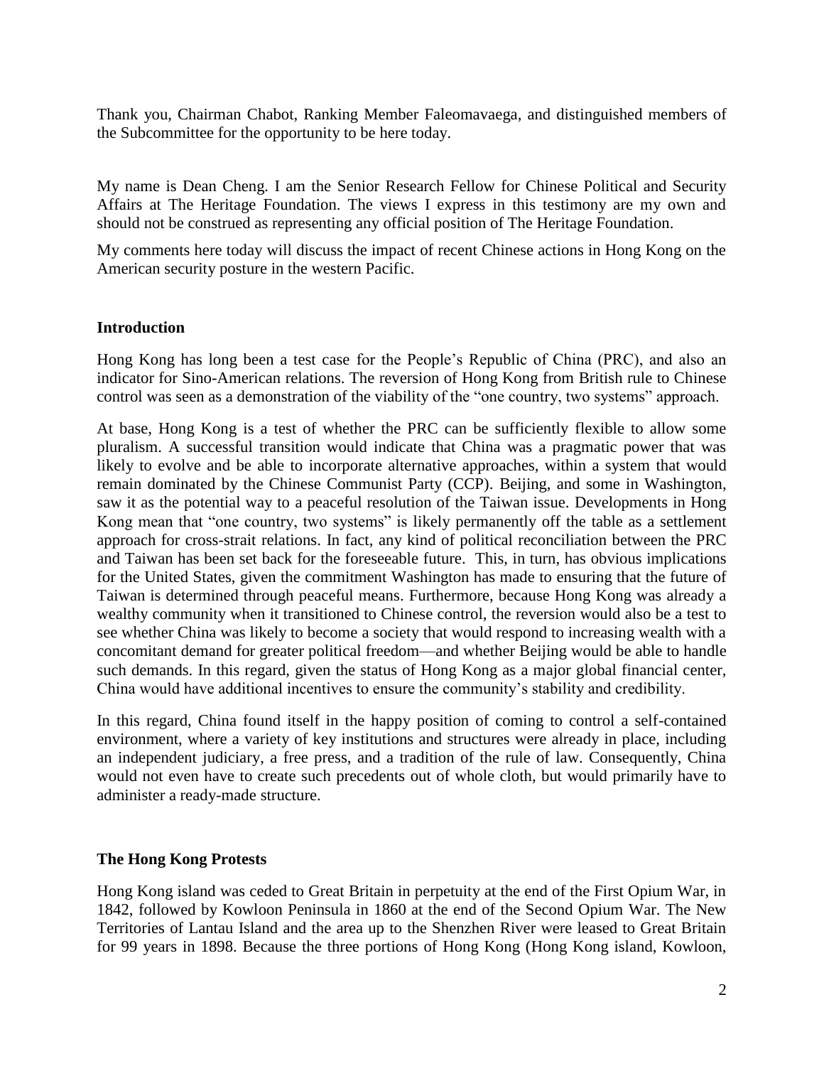Thank you, Chairman Chabot, Ranking Member Faleomavaega, and distinguished members of the Subcommittee for the opportunity to be here today.

My name is Dean Cheng. I am the Senior Research Fellow for Chinese Political and Security Affairs at The Heritage Foundation. The views I express in this testimony are my own and should not be construed as representing any official position of The Heritage Foundation.

My comments here today will discuss the impact of recent Chinese actions in Hong Kong on the American security posture in the western Pacific.

## Introduction

Hong Kong has long been a test case for the People's Republic of China (PRC), and also an indicator for Sino-American relations. The reversion of Hong Kong from British rule to Chinese control was seen as a demonstration of the viability of the "one country, two systems" approach.

At base, Hong Kong is a test of whether the PRC can be sufficiently flexible to allow some pluralism. A successful transition would indicate that China was a pragmatic power that was likely to evolve and be able to incorporate alternative approaches, within a system that would remain dominated by the Chinese Communist Party (CCP). Beijing, and some in Washington, saw it as the potential way to a peaceful resolution of the Taiwan issue. Developments in Hong Kong mean that "one country, two systems" is likely permanently off the table as a settlement approach for cross-strait relations. In fact, any kind of political reconciliation between the PRC and Taiwan has been set back for the foreseeable future. This, in turn, has obvious implications for the United States, given the commitment Washington has made to ensuring that the future of Taiwan is determined through peaceful means. Furthermore, because Hong Kong was already a wealthy community when it transitioned to Chinese control, the reversion would also be a test to see whether China was likely to become a society that would respond to increasing wealth with a concomitant demand for greater political freedom—and whether Beijing would be able to handle such demands. In this regard, given the status of Hong Kong as a major global financial center, China would have additional incentives to ensure the community's stability and credibility.

In this regard, China found itself in the happy position of coming to control a self-contained environment, where a variety of key institutions and structures were already in place, including an independent judiciary, a free press, and a tradition of the rule of law. Consequently, China would not even have to create such precedents out of whole cloth, but would primarily have to administer a ready-made structure.

## The Hong Kong Protests

Hong Kong island was ceded to Great Britain in perpetuity at the end of the First Opium War, in 1842, followed by Kowloon Peninsula in 1860 at the end of the Second Opium War. The New Territories of Lantau Island and the area up to the Shenzhen River were leased to Great Britain for 99 years in 1898. Because the three portions of Hong Kong (Hong Kong island, Kowloon,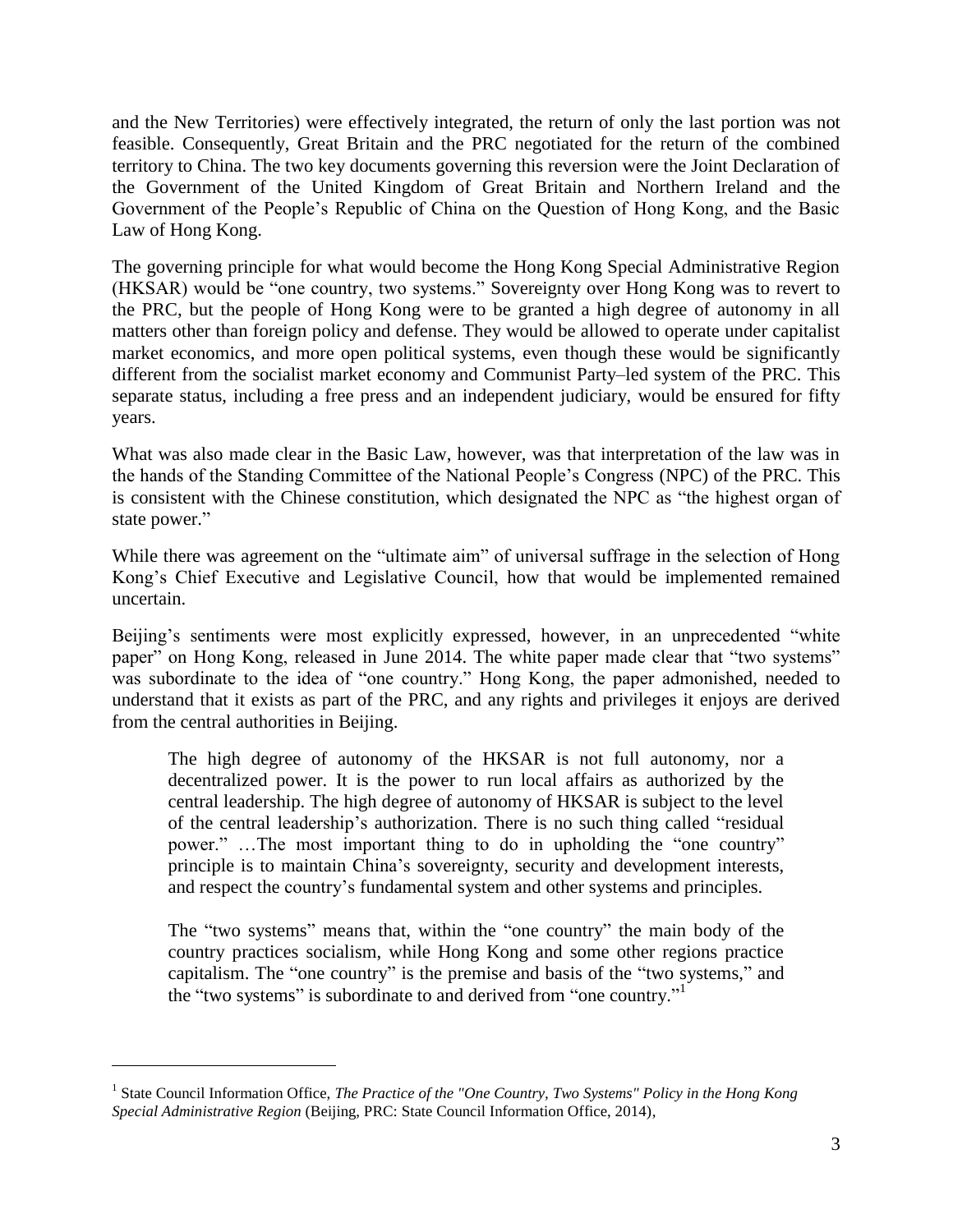and the New Territories) were effectively integrated, the return of only the last portion was not feasible. Consequently, Great Britain and the PRC negotiated for the return of the combined territory to China. The two key documents governing this reversion were the Joint Declaration of the Government of the United Kingdom of Great Britain and Northern Ireland and the Government of the People's Republic of China on the Question of Hong Kong, and the Basic Law of Hong Kong.

The governing principle for what would become the Hong Kong Special Administrative Region (HKSAR) would be "one country, two systems." Sovereignty over Hong Kong was to revert to the PRC, but the people of Hong Kong were to be granted a high degree of autonomy in all matters other than foreign policy and defense. They would be allowed to operate under capitalist market economics, and more open political systems, even though these would be significantly different from the socialist market economy and Communist Party–led system of the PRC. This separate status, including a free press and an independent judiciary, would be ensured for fifty years.

What was also made clear in the Basic Law, however, was that interpretation of the law was in the hands of the Standing Committee of the National People's Congress (NPC) of the PRC. This is consistent with the Chinese constitution, which designated the NPC as "the highest organ of state power."

While there was agreement on the "ultimate aim" of universal suffrage in the selection of Hong Kong's Chief Executive and Legislative Council, how that would be implemented remained uncertain.

Beijing's sentiments were most explicitly expressed, however, in an unprecedented "white paper" on Hong Kong, released in June 2014. The white paper made clear that "two systems" was subordinate to the idea of "one country." Hong Kong, the paper admonished, needed to understand that it exists as part of the PRC, and any rights and privileges it enjoys are derived from the central authorities in Beijing.

> The high degree of autonomy of the HKSAR is not full autonomy, nor a decentralized power. It is the power to run local affairs as authorized by the central leadership. The high degree of autonomy of HKSAR is subject to the level of the central leadership's authorization. There is no such thing called "residual power." …The most important thing to do in upholding the "one country" principle is to maintain China's sovereignty, security and development interests, and respect the country's fundamental system and other systems and principles.
>
> The "two systems" means that, within the "one country" the main body of the country practices socialism, while Hong Kong and some other regions practice capitalism. The "one country" is the premise and basis of the "two systems," and the "two systems" is subordinate to and derived from "one country."[1]

---

[1] State Council Information Office, *The Practice of the "One Country, Two Systems" Policy in the Hong Kong Special Administrative Region* (Beijing, PRC: State Council Information Office, 2014),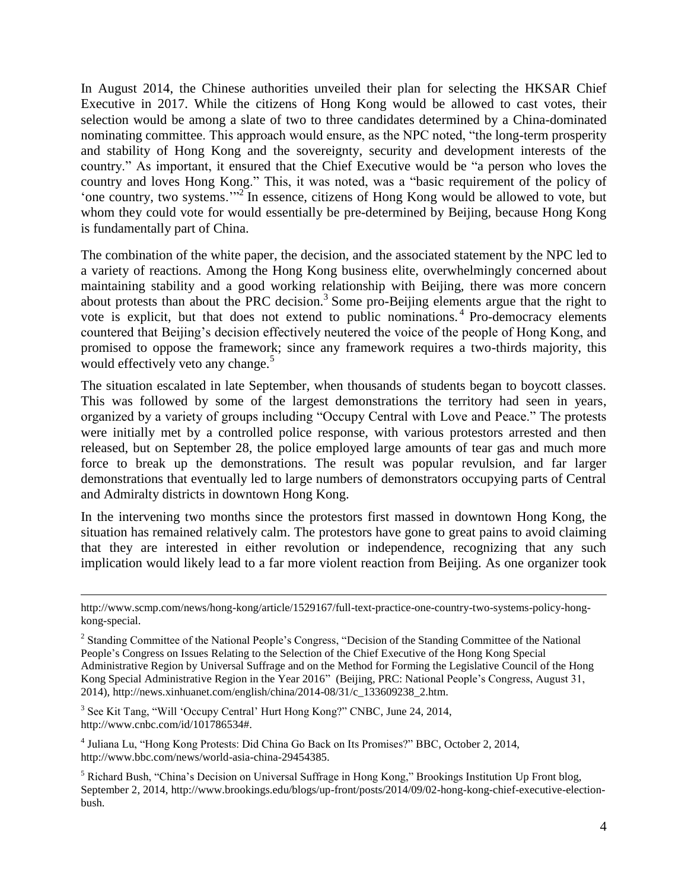In August 2014, the Chinese authorities unveiled their plan for selecting the HKSAR Chief Executive in 2017. While the citizens of Hong Kong would be allowed to cast votes, their selection would be among a slate of two to three candidates determined by a China-dominated nominating committee. This approach would ensure, as the NPC noted, "the long-term prosperity and stability of Hong Kong and the sovereignty, security and development interests of the country." As important, it ensured that the Chief Executive would be "a person who loves the country and loves Hong Kong." This, it was noted, was a "basic requirement of the policy of 'one country, two systems.'"[2] In essence, citizens of Hong Kong would be allowed to vote, but whom they could vote for would essentially be pre-determined by Beijing, because Hong Kong is fundamentally part of China.

The combination of the white paper, the decision, and the associated statement by the NPC led to a variety of reactions. Among the Hong Kong business elite, overwhelmingly concerned about maintaining stability and a good working relationship with Beijing, there was more concern about protests than about the PRC decision.[3] Some pro-Beijing elements argue that the right to vote is explicit, but that does not extend to public nominations.[4] Pro-democracy elements countered that Beijing's decision effectively neutered the voice of the people of Hong Kong, and promised to oppose the framework; since any framework requires a two-thirds majority, this would effectively veto any change.[5]

The situation escalated in late September, when thousands of students began to boycott classes. This was followed by some of the largest demonstrations the territory had seen in years, organized by a variety of groups including "Occupy Central with Love and Peace." The protests were initially met by a controlled police response, with various protestors arrested and then released, but on September 28, the police employed large amounts of tear gas and much more force to break up the demonstrations. The result was popular revulsion, and far larger demonstrations that eventually led to large numbers of demonstrators occupying parts of Central and Admiralty districts in downtown Hong Kong.

In the intervening two months since the protestors first massed in downtown Hong Kong, the situation has remained relatively calm. The protestors have gone to great pains to avoid claiming that they are interested in either revolution or independence, recognizing that any such implication would likely lead to a far more violent reaction from Beijing. As one organizer took

---

http://www.scmp.com/news/hong-kong/article/1529167/full-text-practice-one-country-two-systems-policy-hong-kong-special.

[2] Standing Committee of the National People's Congress, "Decision of the Standing Committee of the National People's Congress on Issues Relating to the Selection of the Chief Executive of the Hong Kong Special Administrative Region by Universal Suffrage and on the Method for Forming the Legislative Council of the Hong Kong Special Administrative Region in the Year 2016" (Beijing, PRC: National People's Congress, August 31, 2014), http://news.xinhuanet.com/english/china/2014-08/31/c_133609238_2.htm.

[3] See Kit Tang, "Will 'Occupy Central' Hurt Hong Kong?" CNBC, June 24, 2014, http://www.cnbc.com/id/101786534#.

[4] Juliana Lu, "Hong Kong Protests: Did China Go Back on Its Promises?" BBC, October 2, 2014, http://www.bbc.com/news/world-asia-china-29454385.

[5] Richard Bush, "China's Decision on Universal Suffrage in Hong Kong," Brookings Institution Up Front blog, September 2, 2014, http://www.brookings.edu/blogs/up-front/posts/2014/09/02-hong-kong-chief-executive-election-bush.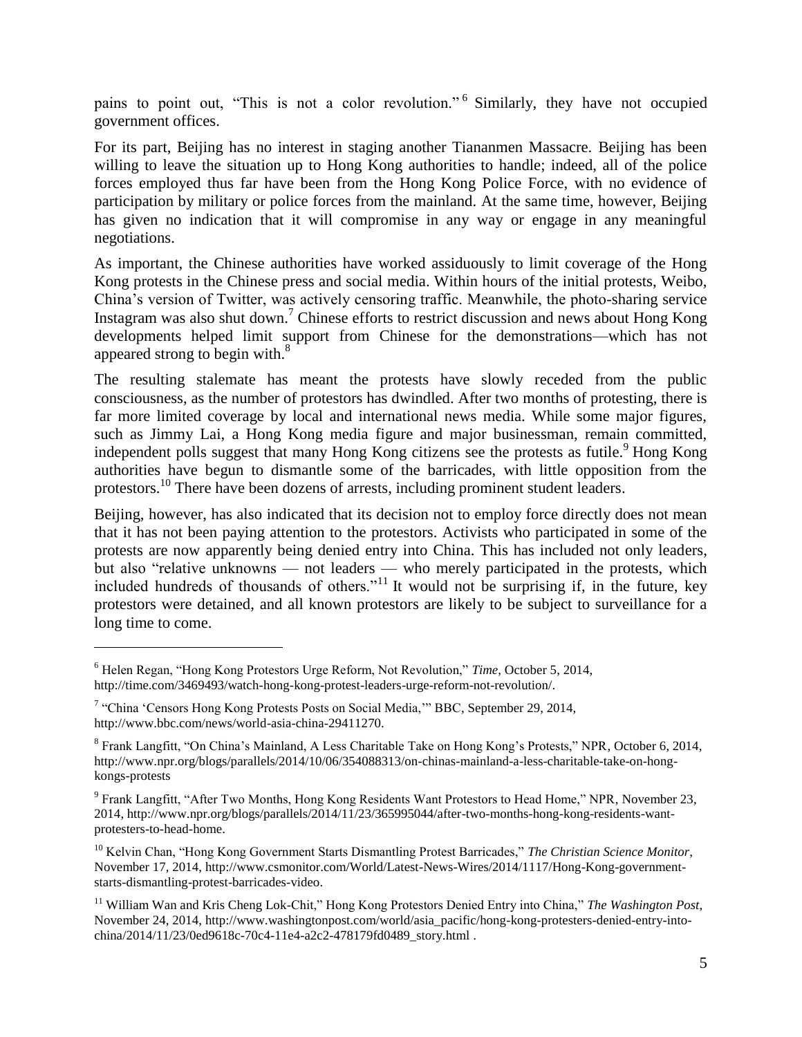pains to point out, "This is not a color revolution."[6] Similarly, they have not occupied government offices.

For its part, Beijing has no interest in staging another Tiananmen Massacre. Beijing has been willing to leave the situation up to Hong Kong authorities to handle; indeed, all of the police forces employed thus far have been from the Hong Kong Police Force, with no evidence of participation by military or police forces from the mainland. At the same time, however, Beijing has given no indication that it will compromise in any way or engage in any meaningful negotiations.

As important, the Chinese authorities have worked assiduously to limit coverage of the Hong Kong protests in the Chinese press and social media. Within hours of the initial protests, Weibo, China's version of Twitter, was actively censoring traffic. Meanwhile, the photo-sharing service Instagram was also shut down.[7] Chinese efforts to restrict discussion and news about Hong Kong developments helped limit support from Chinese for the demonstrations—which has not appeared strong to begin with.[8]

The resulting stalemate has meant the protests have slowly receded from the public consciousness, as the number of protestors has dwindled. After two months of protesting, there is far more limited coverage by local and international news media. While some major figures, such as Jimmy Lai, a Hong Kong media figure and major businessman, remain committed, independent polls suggest that many Hong Kong citizens see the protests as futile.[9] Hong Kong authorities have begun to dismantle some of the barricades, with little opposition from the protestors.[10] There have been dozens of arrests, including prominent student leaders.

Beijing, however, has also indicated that its decision not to employ force directly does not mean that it has not been paying attention to the protestors. Activists who participated in some of the protests are now apparently being denied entry into China. This has included not only leaders, but also "relative unknowns — not leaders — who merely participated in the protests, which included hundreds of thousands of others."[11] It would not be surprising if, in the future, key protestors were detained, and all known protestors are likely to be subject to surveillance for a long time to come.

---

[6] Helen Regan, "Hong Kong Protestors Urge Reform, Not Revolution," *Time*, October 5, 2014, http://time.com/3469493/watch-hong-kong-protest-leaders-urge-reform-not-revolution/.

[7] "China 'Censors Hong Kong Protests Posts on Social Media,'" BBC, September 29, 2014, http://www.bbc.com/news/world-asia-china-29411270.

[8] Frank Langfitt, "On China's Mainland, A Less Charitable Take on Hong Kong's Protests," NPR, October 6, 2014, http://www.npr.org/blogs/parallels/2014/10/06/354088313/on-chinas-mainland-a-less-charitable-take-on-hong-kongs-protests

[9] Frank Langfitt, "After Two Months, Hong Kong Residents Want Protestors to Head Home," NPR, November 23, 2014, http://www.npr.org/blogs/parallels/2014/11/23/365995044/after-two-months-hong-kong-residents-want-protesters-to-head-home.

[10] Kelvin Chan, "Hong Kong Government Starts Dismantling Protest Barricades," *The Christian Science Monitor*, November 17, 2014, http://www.csmonitor.com/World/Latest-News-Wires/2014/1117/Hong-Kong-government-starts-dismantling-protest-barricades-video.

[11] William Wan and Kris Cheng Lok-Chit," Hong Kong Protestors Denied Entry into China," *The Washington Post*, November 24, 2014, http://www.washingtonpost.com/world/asia_pacific/hong-kong-protesters-denied-entry-into-china/2014/11/23/0ed9618c-70c4-11e4-a2c2-478179fd0489_story.html .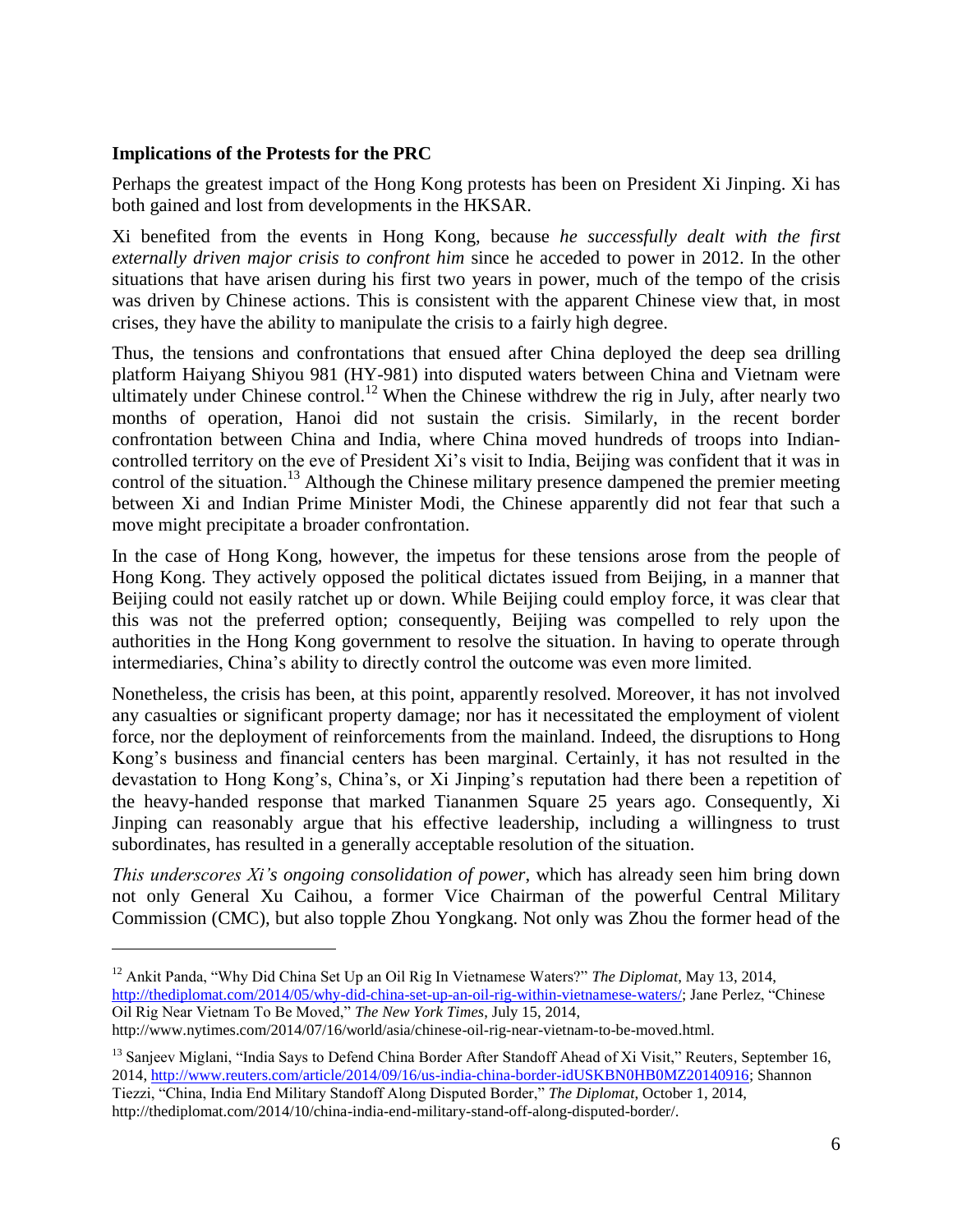**Implications of the Protests for the PRC**

Perhaps the greatest impact of the Hong Kong protests has been on President Xi Jinping. Xi has both gained and lost from developments in the HKSAR.

Xi benefited from the events in Hong Kong, because *he successfully dealt with the first externally driven major crisis to confront him* since he acceded to power in 2012. In the other situations that have arisen during his first two years in power, much of the tempo of the crisis was driven by Chinese actions. This is consistent with the apparent Chinese view that, in most crises, they have the ability to manipulate the crisis to a fairly high degree.

Thus, the tensions and confrontations that ensued after China deployed the deep sea drilling platform Haiyang Shiyou 981 (HY-981) into disputed waters between China and Vietnam were ultimately under Chinese control.[12] When the Chinese withdrew the rig in July, after nearly two months of operation, Hanoi did not sustain the crisis. Similarly, in the recent border confrontation between China and India, where China moved hundreds of troops into Indian-controlled territory on the eve of President Xi's visit to India, Beijing was confident that it was in control of the situation.[13] Although the Chinese military presence dampened the premier meeting between Xi and Indian Prime Minister Modi, the Chinese apparently did not fear that such a move might precipitate a broader confrontation.

In the case of Hong Kong, however, the impetus for these tensions arose from the people of Hong Kong. They actively opposed the political dictates issued from Beijing, in a manner that Beijing could not easily ratchet up or down. While Beijing could employ force, it was clear that this was not the preferred option; consequently, Beijing was compelled to rely upon the authorities in the Hong Kong government to resolve the situation. In having to operate through intermediaries, China's ability to directly control the outcome was even more limited.

Nonetheless, the crisis has been, at this point, apparently resolved. Moreover, it has not involved any casualties or significant property damage; nor has it necessitated the employment of violent force, nor the deployment of reinforcements from the mainland. Indeed, the disruptions to Hong Kong's business and financial centers has been marginal. Certainly, it has not resulted in the devastation to Hong Kong's, China's, or Xi Jinping's reputation had there been a repetition of the heavy-handed response that marked Tiananmen Square 25 years ago. Consequently, Xi Jinping can reasonably argue that his effective leadership, including a willingness to trust subordinates, has resulted in a generally acceptable resolution of the situation.

*This underscores Xi's ongoing consolidation of power*, which has already seen him bring down not only General Xu Caihou, a former Vice Chairman of the powerful Central Military Commission (CMC), but also topple Zhou Yongkang. Not only was Zhou the former head of the

---

[12] Ankit Panda, "Why Did China Set Up an Oil Rig In Vietnamese Waters?" *The Diplomat*, May 13, 2014, http://thediplomat.com/2014/05/why-did-china-set-up-an-oil-rig-within-vietnamese-waters/; Jane Perlez, "Chinese Oil Rig Near Vietnam To Be Moved," *The New York Times*, July 15, 2014, http://www.nytimes.com/2014/07/16/world/asia/chinese-oil-rig-near-vietnam-to-be-moved.html.

[13] Sanjeev Miglani, "India Says to Defend China Border After Standoff Ahead of Xi Visit," Reuters, September 16, 2014, http://www.reuters.com/article/2014/09/16/us-india-china-border-idUSKBN0HB0MZ20140916; Shannon Tiezzi, "China, India End Military Standoff Along Disputed Border," *The Diplomat*, October 1, 2014, http://thediplomat.com/2014/10/china-india-end-military-stand-off-along-disputed-border/.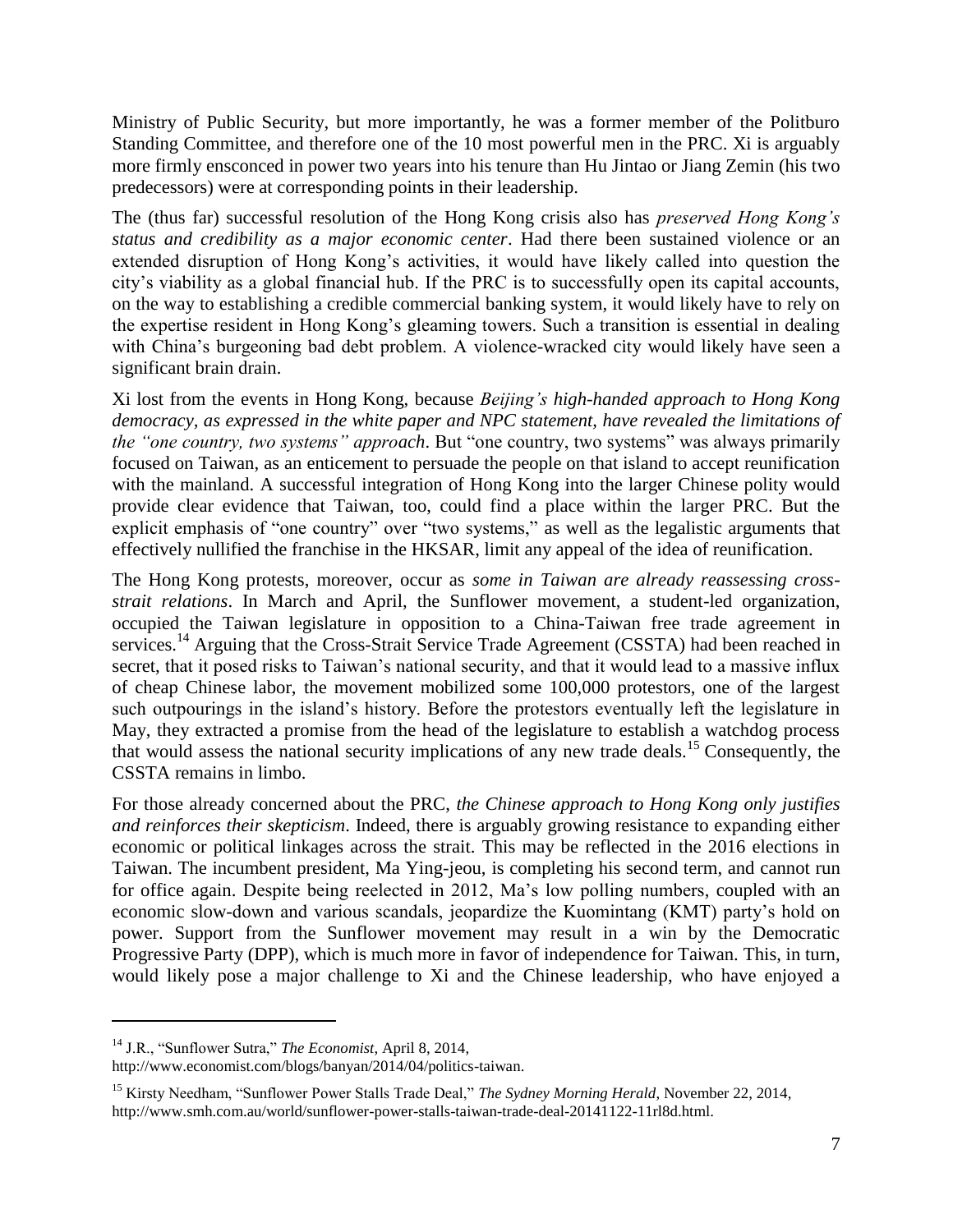Ministry of Public Security, but more importantly, he was a former member of the Politburo Standing Committee, and therefore one of the 10 most powerful men in the PRC. Xi is arguably more firmly ensconced in power two years into his tenure than Hu Jintao or Jiang Zemin (his two predecessors) were at corresponding points in their leadership.

The (thus far) successful resolution of the Hong Kong crisis also has *preserved Hong Kong's status and credibility as a major economic center*. Had there been sustained violence or an extended disruption of Hong Kong's activities, it would have likely called into question the city's viability as a global financial hub. If the PRC is to successfully open its capital accounts, on the way to establishing a credible commercial banking system, it would likely have to rely on the expertise resident in Hong Kong's gleaming towers. Such a transition is essential in dealing with China's burgeoning bad debt problem. A violence-wracked city would likely have seen a significant brain drain.

Xi lost from the events in Hong Kong, because *Beijing's high-handed approach to Hong Kong democracy, as expressed in the white paper and NPC statement, have revealed the limitations of the "one country, two systems" approach*. But "one country, two systems" was always primarily focused on Taiwan, as an enticement to persuade the people on that island to accept reunification with the mainland. A successful integration of Hong Kong into the larger Chinese polity would provide clear evidence that Taiwan, too, could find a place within the larger PRC. But the explicit emphasis of "one country" over "two systems," as well as the legalistic arguments that effectively nullified the franchise in the HKSAR, limit any appeal of the idea of reunification.

The Hong Kong protests, moreover, occur as *some in Taiwan are already reassessing cross-strait relations*. In March and April, the Sunflower movement, a student-led organization, occupied the Taiwan legislature in opposition to a China-Taiwan free trade agreement in services.[14] Arguing that the Cross-Strait Service Trade Agreement (CSSTA) had been reached in secret, that it posed risks to Taiwan's national security, and that it would lead to a massive influx of cheap Chinese labor, the movement mobilized some 100,000 protestors, one of the largest such outpourings in the island's history. Before the protestors eventually left the legislature in May, they extracted a promise from the head of the legislature to establish a watchdog process that would assess the national security implications of any new trade deals.[15] Consequently, the CSSTA remains in limbo.

For those already concerned about the PRC, *the Chinese approach to Hong Kong only justifies and reinforces their skepticism*. Indeed, there is arguably growing resistance to expanding either economic or political linkages across the strait. This may be reflected in the 2016 elections in Taiwan. The incumbent president, Ma Ying-jeou, is completing his second term, and cannot run for office again. Despite being reelected in 2012, Ma's low polling numbers, coupled with an economic slow-down and various scandals, jeopardize the Kuomintang (KMT) party's hold on power. Support from the Sunflower movement may result in a win by the Democratic Progressive Party (DPP), which is much more in favor of independence for Taiwan. This, in turn, would likely pose a major challenge to Xi and the Chinese leadership, who have enjoyed a

---

[14] J.R., "Sunflower Sutra," *The Economist*, April 8, 2014, http://www.economist.com/blogs/banyan/2014/04/politics-taiwan.

[15] Kirsty Needham, "Sunflower Power Stalls Trade Deal," *The Sydney Morning Herald*, November 22, 2014, http://www.smh.com.au/world/sunflower-power-stalls-taiwan-trade-deal-20141122-11rl8d.html.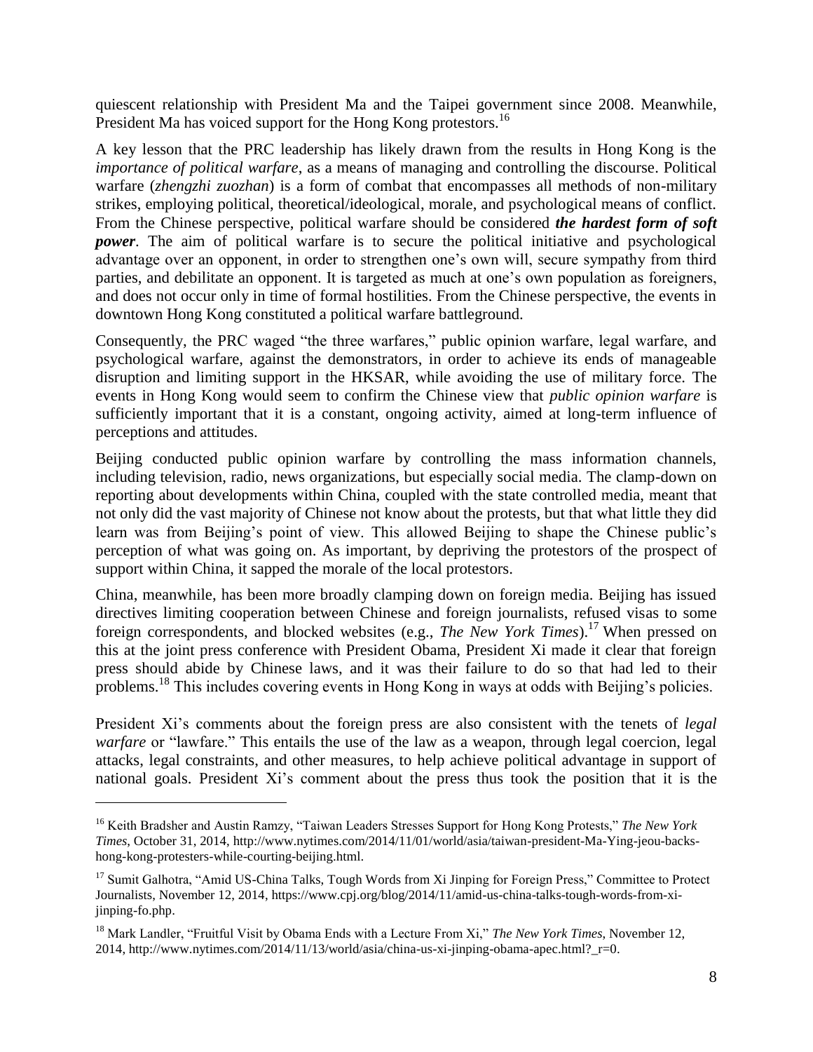quiescent relationship with President Ma and the Taipei government since 2008. Meanwhile, President Ma has voiced support for the Hong Kong protestors.[16]

A key lesson that the PRC leadership has likely drawn from the results in Hong Kong is the *importance of political warfare*, as a means of managing and controlling the discourse. Political warfare (*zhengzhi zuozhan*) is a form of combat that encompasses all methods of non-military strikes, employing political, theoretical/ideological, morale, and psychological means of conflict. From the Chinese perspective, political warfare should be considered ***the hardest form of soft power***. The aim of political warfare is to secure the political initiative and psychological advantage over an opponent, in order to strengthen one's own will, secure sympathy from third parties, and debilitate an opponent. It is targeted as much at one's own population as foreigners, and does not occur only in time of formal hostilities. From the Chinese perspective, the events in downtown Hong Kong constituted a political warfare battleground.

Consequently, the PRC waged "the three warfares," public opinion warfare, legal warfare, and psychological warfare, against the demonstrators, in order to achieve its ends of manageable disruption and limiting support in the HKSAR, while avoiding the use of military force. The events in Hong Kong would seem to confirm the Chinese view that *public opinion warfare* is sufficiently important that it is a constant, ongoing activity, aimed at long-term influence of perceptions and attitudes.

Beijing conducted public opinion warfare by controlling the mass information channels, including television, radio, news organizations, but especially social media. The clamp-down on reporting about developments within China, coupled with the state controlled media, meant that not only did the vast majority of Chinese not know about the protests, but that what little they did learn was from Beijing's point of view. This allowed Beijing to shape the Chinese public's perception of what was going on. As important, by depriving the protestors of the prospect of support within China, it sapped the morale of the local protestors.

China, meanwhile, has been more broadly clamping down on foreign media. Beijing has issued directives limiting cooperation between Chinese and foreign journalists, refused visas to some foreign correspondents, and blocked websites (e.g., *The New York Times*).[17] When pressed on this at the joint press conference with President Obama, President Xi made it clear that foreign press should abide by Chinese laws, and it was their failure to do so that had led to their problems.[18] This includes covering events in Hong Kong in ways at odds with Beijing's policies.

President Xi's comments about the foreign press are also consistent with the tenets of *legal warfare* or "lawfare." This entails the use of the law as a weapon, through legal coercion, legal attacks, legal constraints, and other measures, to help achieve political advantage in support of national goals. President Xi's comment about the press thus took the position that it is the

---

[16] Keith Bradsher and Austin Ramzy, "Taiwan Leaders Stresses Support for Hong Kong Protests," *The New York Times*, October 31, 2014, http://www.nytimes.com/2014/11/01/world/asia/taiwan-president-Ma-Ying-jeou-backs-hong-kong-protesters-while-courting-beijing.html.

[17] Sumit Galhotra, "Amid US-China Talks, Tough Words from Xi Jinping for Foreign Press," Committee to Protect Journalists, November 12, 2014, https://www.cpj.org/blog/2014/11/amid-us-china-talks-tough-words-from-xi-jinping-fo.php.

[18] Mark Landler, "Fruitful Visit by Obama Ends with a Lecture From Xi," *The New York Times*, November 12, 2014, http://www.nytimes.com/2014/11/13/world/asia/china-us-xi-jinping-obama-apec.html?_r=0.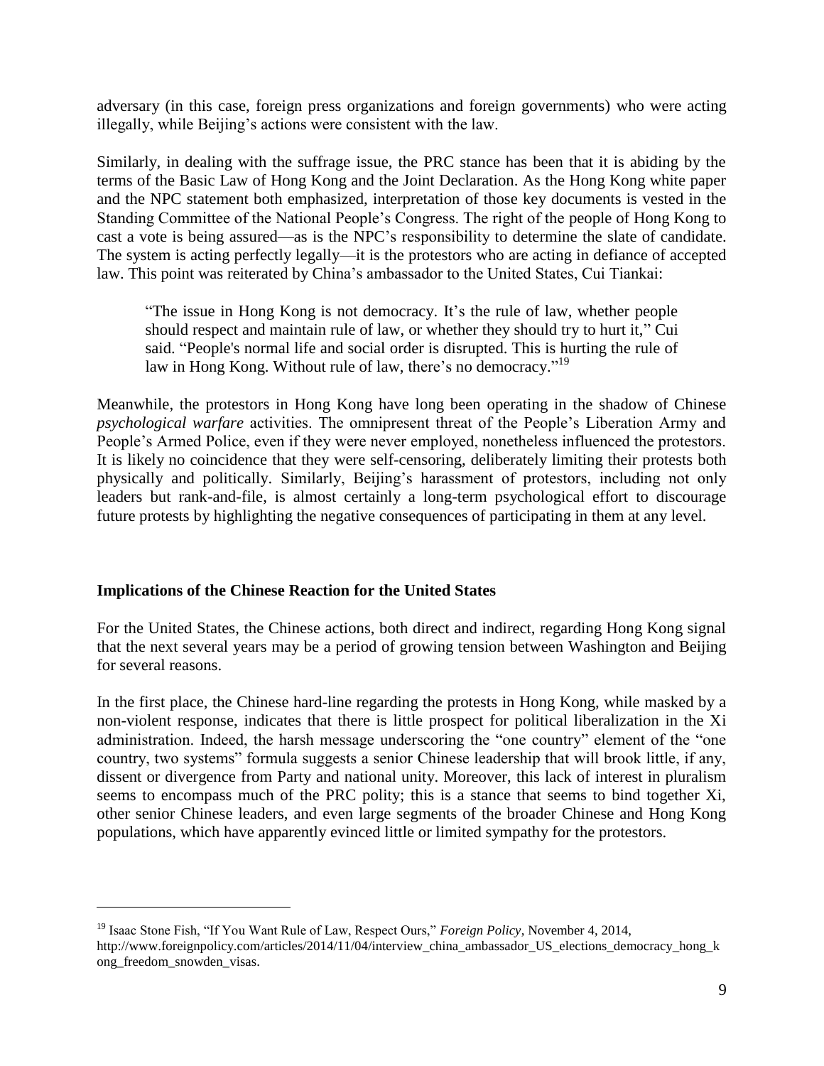adversary (in this case, foreign press organizations and foreign governments) who were acting illegally, while Beijing's actions were consistent with the law.

Similarly, in dealing with the suffrage issue, the PRC stance has been that it is abiding by the terms of the Basic Law of Hong Kong and the Joint Declaration. As the Hong Kong white paper and the NPC statement both emphasized, interpretation of those key documents is vested in the Standing Committee of the National People's Congress. The right of the people of Hong Kong to cast a vote is being assured—as is the NPC's responsibility to determine the slate of candidate. The system is acting perfectly legally—it is the protestors who are acting in defiance of accepted law. This point was reiterated by China's ambassador to the United States, Cui Tiankai:

> "The issue in Hong Kong is not democracy. It's the rule of law, whether people should respect and maintain rule of law, or whether they should try to hurt it," Cui said. "People's normal life and social order is disrupted. This is hurting the rule of law in Hong Kong. Without rule of law, there's no democracy."[19]

Meanwhile, the protestors in Hong Kong have long been operating in the shadow of Chinese *psychological warfare* activities. The omnipresent threat of the People's Liberation Army and People's Armed Police, even if they were never employed, nonetheless influenced the protestors. It is likely no coincidence that they were self-censoring, deliberately limiting their protests both physically and politically. Similarly, Beijing's harassment of protestors, including not only leaders but rank-and-file, is almost certainly a long-term psychological effort to discourage future protests by highlighting the negative consequences of participating in them at any level.

## Implications of the Chinese Reaction for the United States

For the United States, the Chinese actions, both direct and indirect, regarding Hong Kong signal that the next several years may be a period of growing tension between Washington and Beijing for several reasons.

In the first place, the Chinese hard-line regarding the protests in Hong Kong, while masked by a non-violent response, indicates that there is little prospect for political liberalization in the Xi administration. Indeed, the harsh message underscoring the "one country" element of the "one country, two systems" formula suggests a senior Chinese leadership that will brook little, if any, dissent or divergence from Party and national unity. Moreover, this lack of interest in pluralism seems to encompass much of the PRC polity; this is a stance that seems to bind together Xi, other senior Chinese leaders, and even large segments of the broader Chinese and Hong Kong populations, which have apparently evinced little or limited sympathy for the protestors.

---

[19] Isaac Stone Fish, "If You Want Rule of Law, Respect Ours," *Foreign Policy*, November 4, 2014, http://www.foreignpolicy.com/articles/2014/11/04/interview_china_ambassador_US_elections_democracy_hong_kong_freedom_snowden_visas.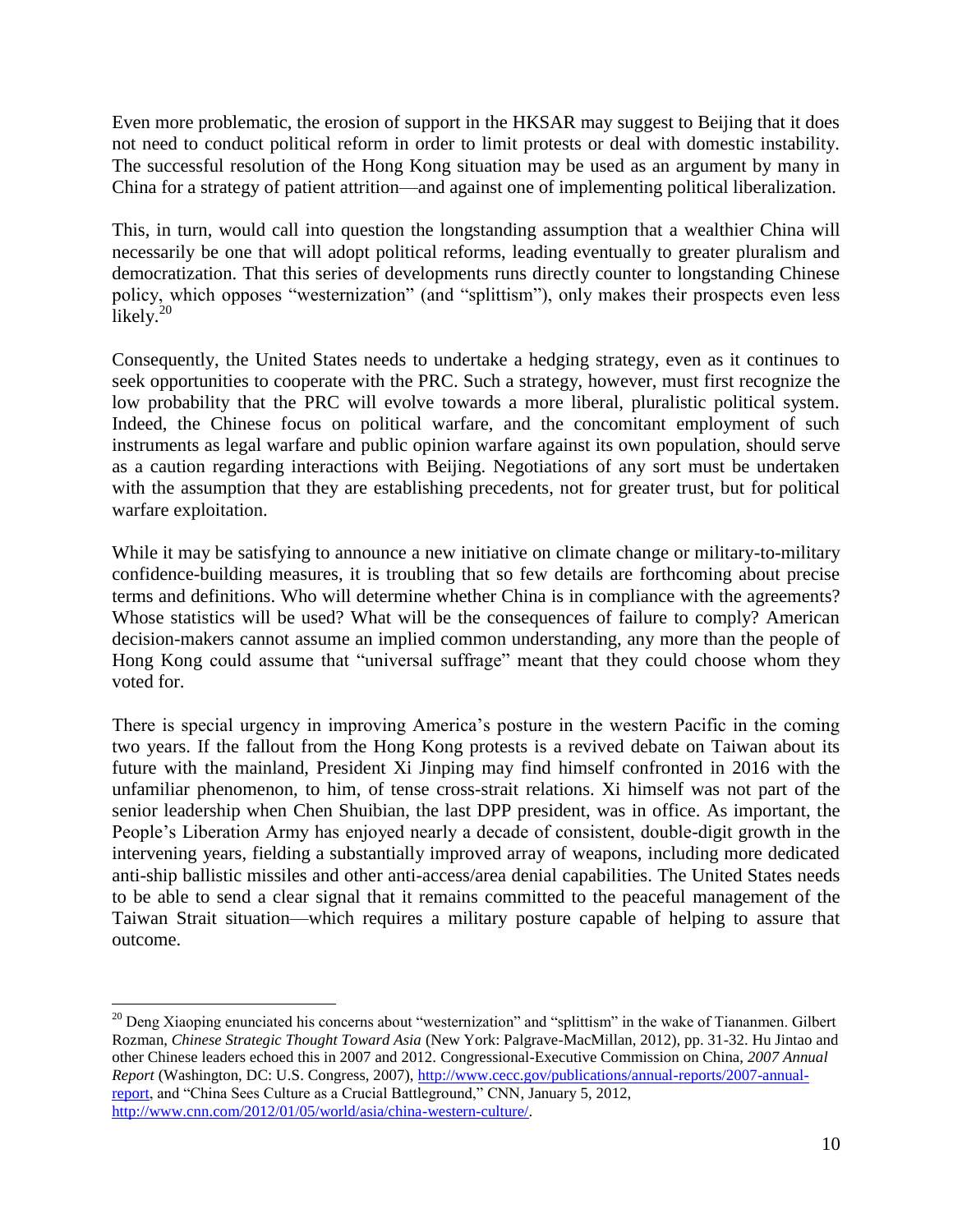Even more problematic, the erosion of support in the HKSAR may suggest to Beijing that it does not need to conduct political reform in order to limit protests or deal with domestic instability. The successful resolution of the Hong Kong situation may be used as an argument by many in China for a strategy of patient attrition—and against one of implementing political liberalization.

This, in turn, would call into question the longstanding assumption that a wealthier China will necessarily be one that will adopt political reforms, leading eventually to greater pluralism and democratization. That this series of developments runs directly counter to longstanding Chinese policy, which opposes "westernization" (and "splittism"), only makes their prospects even less likely.[20]

Consequently, the United States needs to undertake a hedging strategy, even as it continues to seek opportunities to cooperate with the PRC. Such a strategy, however, must first recognize the low probability that the PRC will evolve towards a more liberal, pluralistic political system. Indeed, the Chinese focus on political warfare, and the concomitant employment of such instruments as legal warfare and public opinion warfare against its own population, should serve as a caution regarding interactions with Beijing. Negotiations of any sort must be undertaken with the assumption that they are establishing precedents, not for greater trust, but for political warfare exploitation.

While it may be satisfying to announce a new initiative on climate change or military-to-military confidence-building measures, it is troubling that so few details are forthcoming about precise terms and definitions. Who will determine whether China is in compliance with the agreements? Whose statistics will be used? What will be the consequences of failure to comply? American decision-makers cannot assume an implied common understanding, any more than the people of Hong Kong could assume that "universal suffrage" meant that they could choose whom they voted for.

There is special urgency in improving America's posture in the western Pacific in the coming two years. If the fallout from the Hong Kong protests is a revived debate on Taiwan about its future with the mainland, President Xi Jinping may find himself confronted in 2016 with the unfamiliar phenomenon, to him, of tense cross-strait relations. Xi himself was not part of the senior leadership when Chen Shuibian, the last DPP president, was in office. As important, the People's Liberation Army has enjoyed nearly a decade of consistent, double-digit growth in the intervening years, fielding a substantially improved array of weapons, including more dedicated anti-ship ballistic missiles and other anti-access/area denial capabilities. The United States needs to be able to send a clear signal that it remains committed to the peaceful management of the Taiwan Strait situation—which requires a military posture capable of helping to assure that outcome.

---

[20] Deng Xiaoping enunciated his concerns about "westernization" and "splittism" in the wake of Tiananmen. Gilbert Rozman, *Chinese Strategic Thought Toward Asia* (New York: Palgrave-MacMillan, 2012), pp. 31-32. Hu Jintao and other Chinese leaders echoed this in 2007 and 2012. Congressional-Executive Commission on China, *2007 Annual Report* (Washington, DC: U.S. Congress, 2007), http://www.cecc.gov/publications/annual-reports/2007-annual-report, and "China Sees Culture as a Crucial Battleground," CNN, January 5, 2012, http://www.cnn.com/2012/01/05/world/asia/china-western-culture/.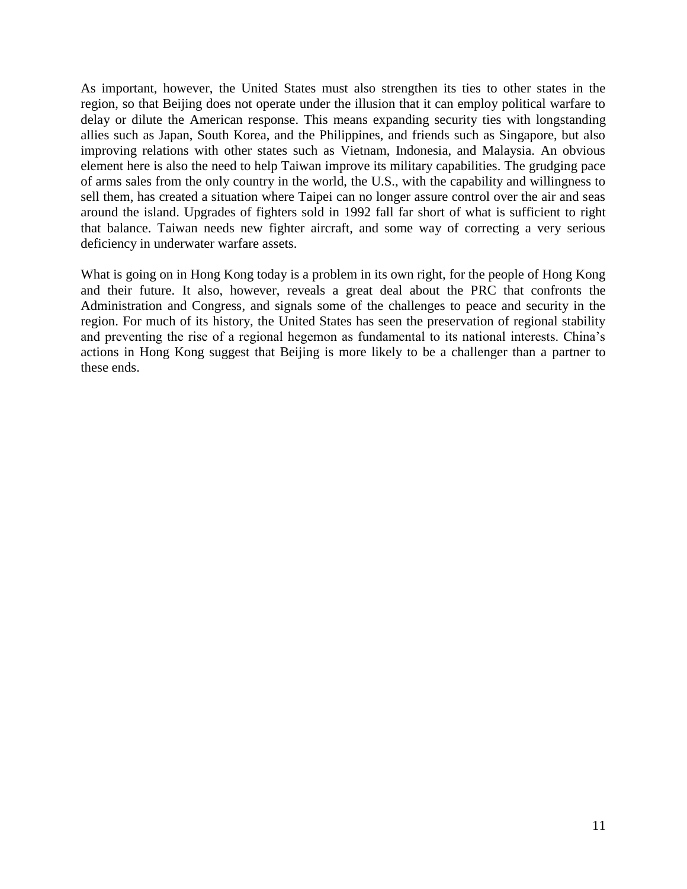As important, however, the United States must also strengthen its ties to other states in the region, so that Beijing does not operate under the illusion that it can employ political warfare to delay or dilute the American response. This means expanding security ties with longstanding allies such as Japan, South Korea, and the Philippines, and friends such as Singapore, but also improving relations with other states such as Vietnam, Indonesia, and Malaysia. An obvious element here is also the need to help Taiwan improve its military capabilities. The grudging pace of arms sales from the only country in the world, the U.S., with the capability and willingness to sell them, has created a situation where Taipei can no longer assure control over the air and seas around the island. Upgrades of fighters sold in 1992 fall far short of what is sufficient to right that balance. Taiwan needs new fighter aircraft, and some way of correcting a very serious deficiency in underwater warfare assets.

What is going on in Hong Kong today is a problem in its own right, for the people of Hong Kong and their future. It also, however, reveals a great deal about the PRC that confronts the Administration and Congress, and signals some of the challenges to peace and security in the region. For much of its history, the United States has seen the preservation of regional stability and preventing the rise of a regional hegemon as fundamental to its national interests. China's actions in Hong Kong suggest that Beijing is more likely to be a challenger than a partner to these ends.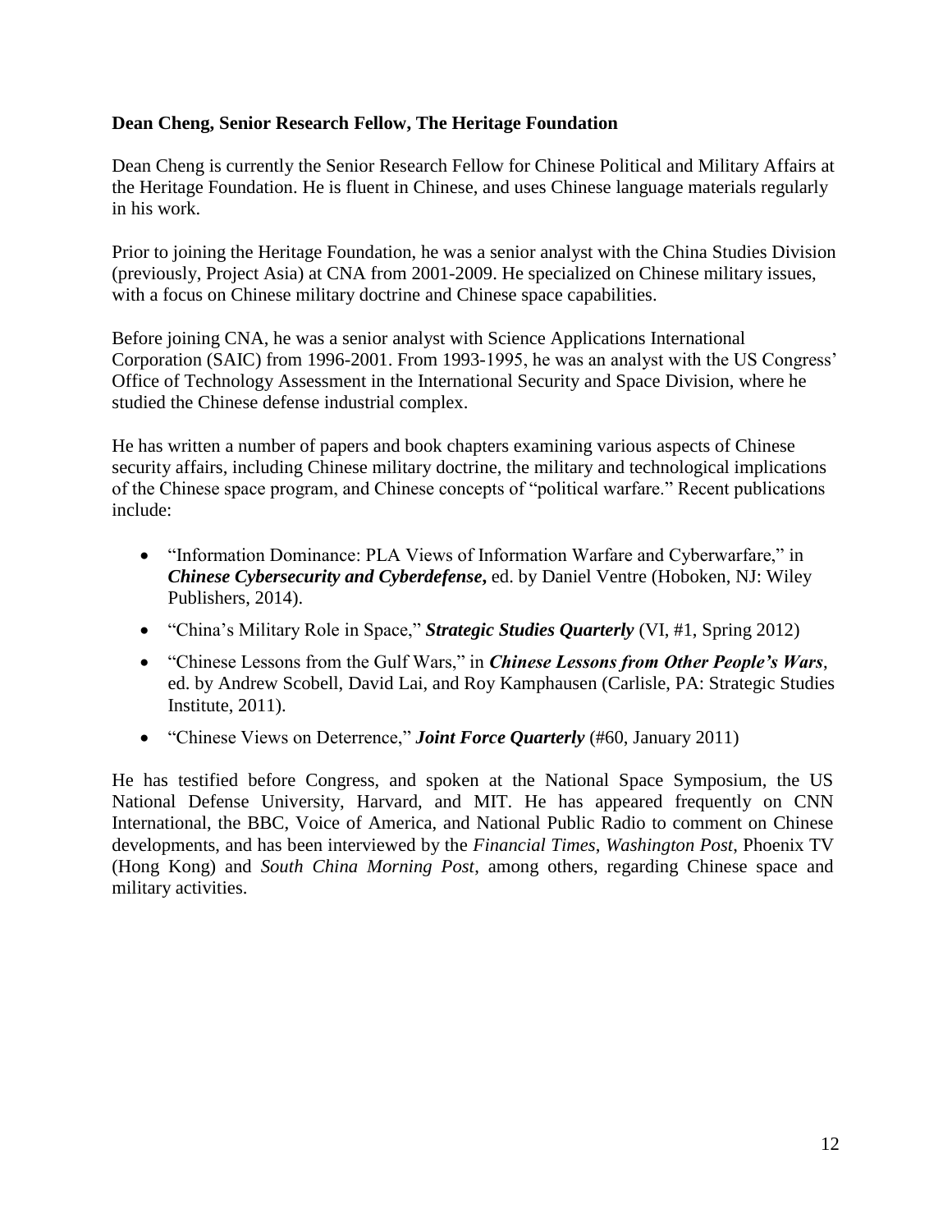**Dean Cheng, Senior Research Fellow, The Heritage Foundation**

Dean Cheng is currently the Senior Research Fellow for Chinese Political and Military Affairs at the Heritage Foundation. He is fluent in Chinese, and uses Chinese language materials regularly in his work.

Prior to joining the Heritage Foundation, he was a senior analyst with the China Studies Division (previously, Project Asia) at CNA from 2001-2009. He specialized on Chinese military issues, with a focus on Chinese military doctrine and Chinese space capabilities.

Before joining CNA, he was a senior analyst with Science Applications International Corporation (SAIC) from 1996-2001. From 1993-1995, he was an analyst with the US Congress' Office of Technology Assessment in the International Security and Space Division, where he studied the Chinese defense industrial complex.

He has written a number of papers and book chapters examining various aspects of Chinese security affairs, including Chinese military doctrine, the military and technological implications of the Chinese space program, and Chinese concepts of "political warfare." Recent publications include:

- "Information Dominance: PLA Views of Information Warfare and Cyberwarfare," in ***Chinese Cybersecurity and Cyberdefense***, ed. by Daniel Ventre (Hoboken, NJ: Wiley Publishers, 2014).
- "China's Military Role in Space," ***Strategic Studies Quarterly*** (VI, #1, Spring 2012)
- "Chinese Lessons from the Gulf Wars," in ***Chinese Lessons from Other People's Wars***, ed. by Andrew Scobell, David Lai, and Roy Kamphausen (Carlisle, PA: Strategic Studies Institute, 2011).
- "Chinese Views on Deterrence," ***Joint Force Quarterly*** (#60, January 2011)

He has testified before Congress, and spoken at the National Space Symposium, the US National Defense University, Harvard, and MIT. He has appeared frequently on CNN International, the BBC, Voice of America, and National Public Radio to comment on Chinese developments, and has been interviewed by the *Financial Times*, *Washington Post*, Phoenix TV (Hong Kong) and *South China Morning Post*, among others, regarding Chinese space and military activities.